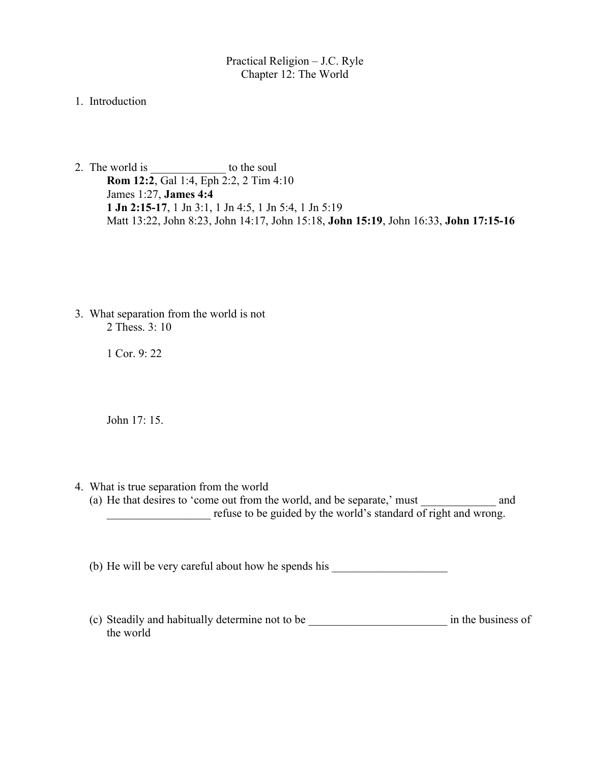# Practical Religion – J.C. Ryle
## Chapter 12: The World

1. Introduction

2. The world is _____________ to the soul

   **Rom 12:2**, Gal 1:4, Eph 2:2, 2 Tim 4:10
   James 1:27, **James 4:4**
   **1 Jn 2:15-17**, 1 Jn 3:1, 1 Jn 4:5, 1 Jn 5:4, 1 Jn 5:19
   Matt 13:22, John 8:23, John 14:17, John 15:18, **John 15:19**, John 16:33, **John 17:15-16**

3. What separation from the world is not

   2 Thess. 3: 10

   1 Cor. 9: 22

   John 17: 15.

4. What is true separation from the world

   (a) He that desires to 'come out from the world, and be separate,' must _____________ and __________________ refuse to be guided by the world's standard of right and wrong.

   (b) He will be very careful about how he spends his ____________________

   (c) Steadily and habitually determine not to be ________________________ in the business of the world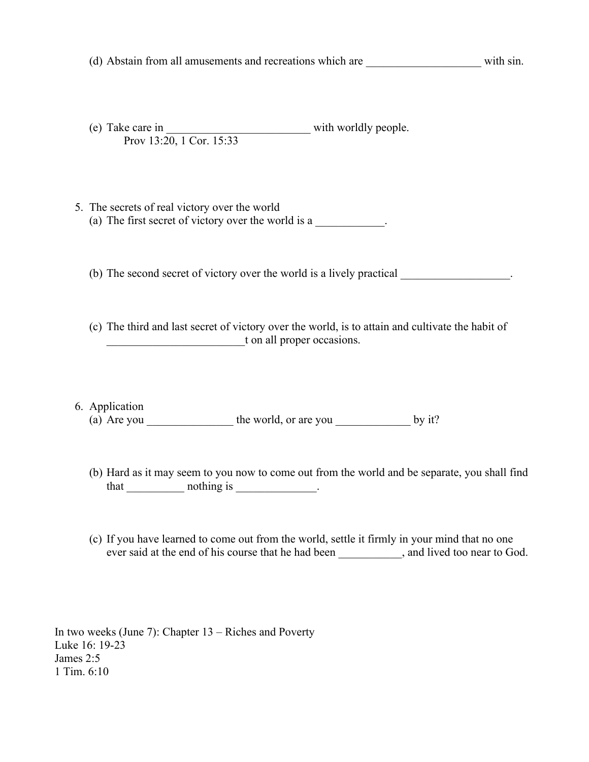(d) Abstain from all amusements and recreations which are ____________________ with sin.

(e) Take care in _________________________ with worldly people.
Prov 13:20, 1 Cor. 15:33

5. The secrets of real victory over the world
   (a) The first secret of victory over the world is a ____________.

   (b) The second secret of victory over the world is a lively practical ___________________.

   (c) The third and last secret of victory over the world, is to attain and cultivate the habit of ________________________t on all proper occasions.

6. Application
   (a) Are you _______________ the world, or are you _____________ by it?

   (b) Hard as it may seem to you now to come out from the world and be separate, you shall find that __________ nothing is ______________.

   (c) If you have learned to come out from the world, settle it firmly in your mind that no one ever said at the end of his course that he had been ___________, and lived too near to God.

In two weeks (June 7): Chapter 13 – Riches and Poverty
Luke 16: 19-23
James 2:5
1 Tim. 6:10